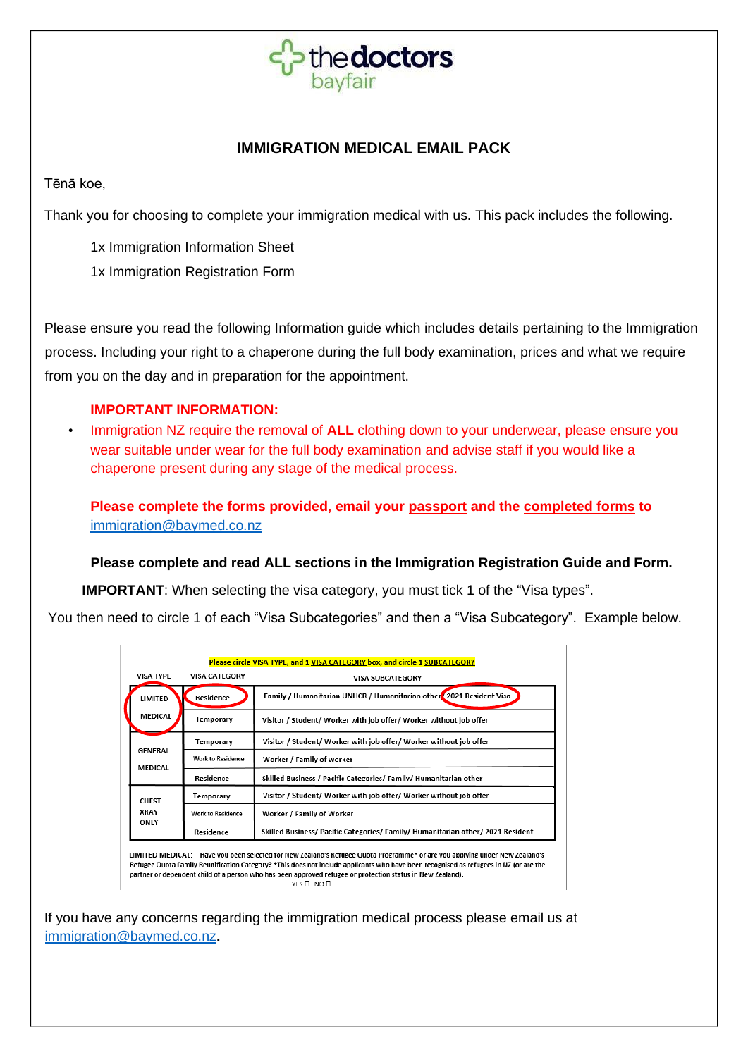thedoctors bayfair

## IMMIGRATION MEDICAL EMAIL PACK

Tēnā koe,

Thank you for choosing to complete your immigration medical with us. This pack includes the following.

1x Immigration Information Sheet

1x Immigration Registration Form

Please ensure you read the following Information guide which includes details pertaining to the Immigration process. Including your right to a chaperone during the full body examination, prices and what we require from you on the day and in preparation for the appointment.

**IMPORTANT INFORMATION:**

- Immigration NZ require the removal of **ALL** clothing down to your underwear, please ensure you wear suitable under wear for the full body examination and advise staff if you would like a chaperone present during any stage of the medical process.

**Please complete the forms provided, email your passport and the completed forms to** immigration@baymed.co.nz

**Please complete and read ALL sections in the Immigration Registration Guide and Form.**

**IMPORTANT**: When selecting the visa category, you must tick 1 of the "Visa types".

You then need to circle 1 of each "Visa Subcategories" and then a "Visa Subcategory". Example below.

Please circle VISA TYPE, and 1 VISA CATEGORY box, and circle 1 SUBCATEGORY

| VISA TYPE | VISA CATEGORY | VISA SUBCATEGORY |
|---|---|---|
| LIMITED MEDICAL | Residence | Family / Humanitarian UNHCR / Humanitarian other / 2021 Resident Visa |
| | Temporary | Visitor / Student/ Worker with job offer/ Worker without job offer |
| GENERAL MEDICAL | Temporary | Visitor / Student/ Worker with job offer/ Worker without job offer |
| | Work to Residence | Worker / Family of worker |
| | Residence | Skilled Business / Pacific Categories/ Family/ Humanitarian other |
| CHEST XRAY ONLY | Temporary | Visitor / Student/ Worker with job offer/ Worker without job offer |
| | Work to Residence | Worker / Family of Worker |
| | Residence | Skilled Business/ Pacific Categories/ Family/ Humanitarian other/ 2021 Resident |

LIMITED MEDICAL: Have you been selected for New Zealand's Refugee Quota Programme* or are you applying under New Zealand's Refugee Quota Family Reunification Category? *This does not include applicants who have been recognised as refugees in NZ (or are the partner or dependent child of a person who has been approved refugee or protection status in New Zealand).

YES ☐ NO ☐

If you have any concerns regarding the immigration medical process please email us at immigration@baymed.co.nz.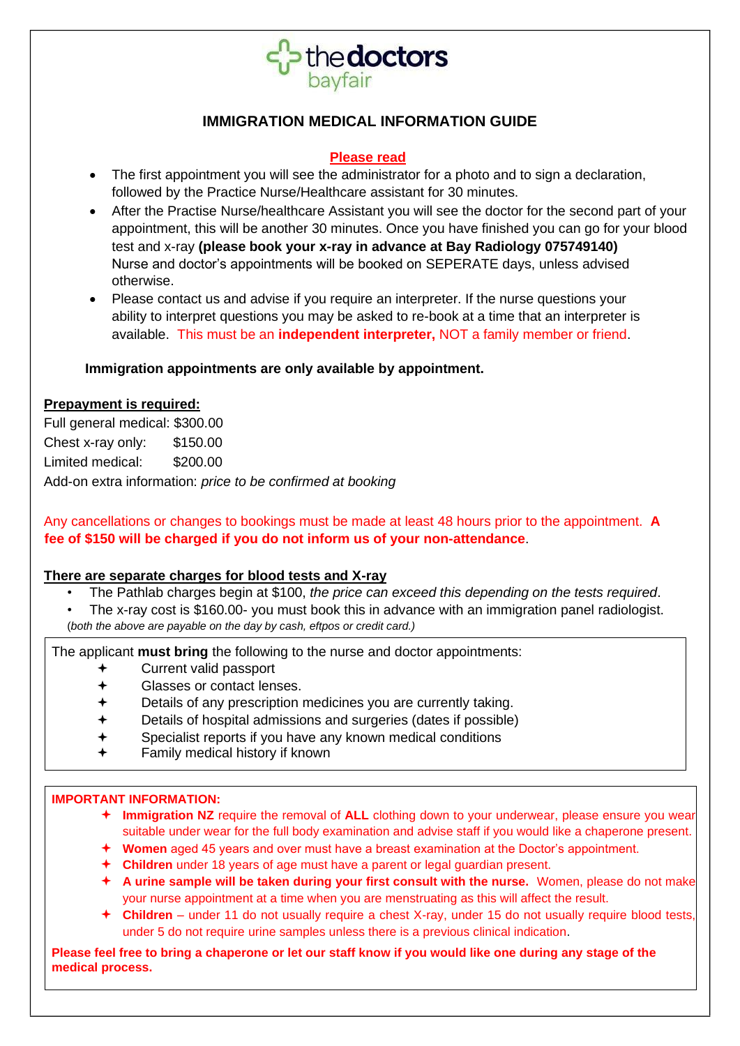thedoctors bayfair

# IMMIGRATION MEDICAL INFORMATION GUIDE

**Please read**

- The first appointment you will see the administrator for a photo and to sign a declaration, followed by the Practice Nurse/Healthcare assistant for 30 minutes.
- After the Practise Nurse/healthcare Assistant you will see the doctor for the second part of your appointment, this will be another 30 minutes. Once you have finished you can go for your blood test and x-ray **(please book your x-ray in advance at Bay Radiology 075749140)** Nurse and doctor's appointments will be booked on SEPERATE days, unless advised otherwise.
- Please contact us and advise if you require an interpreter. If the nurse questions your ability to interpret questions you may be asked to re-book at a time that an interpreter is available. This must be an **independent interpreter,** NOT a family member or friend.

**Immigration appointments are only available by appointment.**

**Prepayment is required:**

Full general medical: $300.00
Chest x-ray only: $150.00
Limited medical: $200.00
Add-on extra information: *price to be confirmed at booking*

Any cancellations or changes to bookings must be made at least 48 hours prior to the appointment. **A fee of $150 will be charged if you do not inform us of your non-attendance**.

**There are separate charges for blood tests and X-ray**

- The Pathlab charges begin at $100, *the price can exceed this depending on the tests required*.
- The x-ray cost is $160.00- you must book this in advance with an immigration panel radiologist.

*(both the above are payable on the day by cash, eftpos or credit card.)*

The applicant **must bring** the following to the nurse and doctor appointments:

- Current valid passport
- Glasses or contact lenses.
- Details of any prescription medicines you are currently taking.
- Details of hospital admissions and surgeries (dates if possible)
- Specialist reports if you have any known medical conditions
- Family medical history if known

**IMPORTANT INFORMATION:**

- **Immigration NZ** require the removal of **ALL** clothing down to your underwear, please ensure you wear suitable under wear for the full body examination and advise staff if you would like a chaperone present.
- **Women** aged 45 years and over must have a breast examination at the Doctor's appointment.
- **Children** under 18 years of age must have a parent or legal guardian present.
- **A urine sample will be taken during your first consult with the nurse.** Women, please do not make your nurse appointment at a time when you are menstruating as this will affect the result.
- **Children** – under 11 do not usually require a chest X-ray, under 15 do not usually require blood tests, under 5 do not require urine samples unless there is a previous clinical indication.

**Please feel free to bring a chaperone or let our staff know if you would like one during any stage of the medical process.**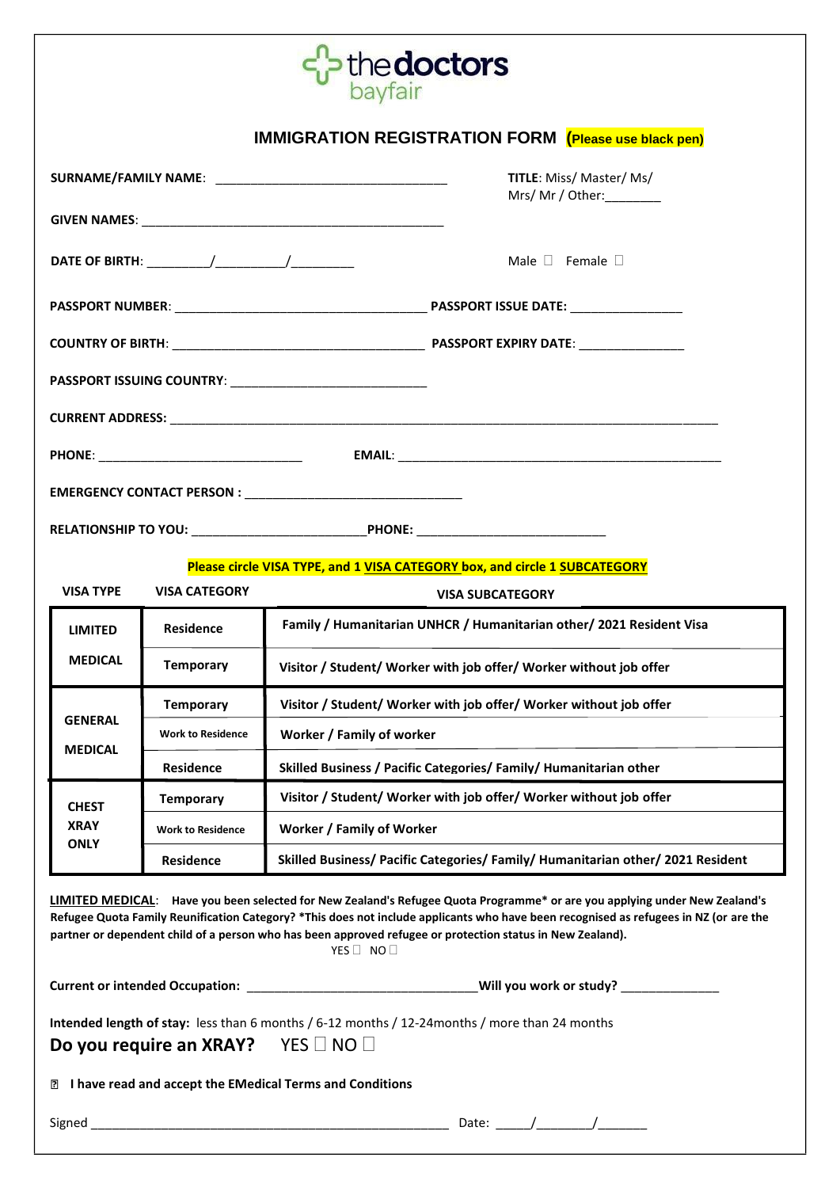thedoctors bayfair

## IMMIGRATION REGISTRATION FORM (Please use black pen)

**SURNAME/FAMILY NAME**: ________________________________ **TITLE**: Miss/ Master/ Ms/ Mrs/ Mr / Other:________

**GIVEN NAMES**: ____________________________________________

**DATE OF BIRTH**: ________/_________/________ Male ☐ Female ☐

**PASSPORT NUMBER**: ___________________________________ **PASSPORT ISSUE DATE:** ________________

**COUNTRY OF BIRTH**: ___________________________________ **PASSPORT EXPIRY DATE**: _______________

**PASSPORT ISSUING COUNTRY**: ____________________________

**CURRENT ADDRESS:** ________________________________________________________________________________

**PHONE**: ______________________________ **EMAIL**: _______________________________________________

**EMERGENCY CONTACT PERSON :** _______________________________

**RELATIONSHIP TO YOU:** ________________________**PHONE:** ___________________________

**Please circle VISA TYPE, and 1 VISA CATEGORY box, and circle 1 SUBCATEGORY**

| VISA TYPE | VISA CATEGORY | VISA SUBCATEGORY |
|---|---|---|
| LIMITED MEDICAL | Residence | Family / Humanitarian UNHCR / Humanitarian other/ 2021 Resident Visa |
| | Temporary | Visitor / Student/ Worker with job offer/ Worker without job offer |
| GENERAL MEDICAL | Temporary | Visitor / Student/ Worker with job offer/ Worker without job offer |
| | Work to Residence | Worker / Family of worker |
| | Residence | Skilled Business / Pacific Categories/ Family/ Humanitarian other |
| CHEST XRAY ONLY | Temporary | Visitor / Student/ Worker with job offer/ Worker without job offer |
| | Work to Residence | Worker / Family of Worker |
| | Residence | Skilled Business/ Pacific Categories/ Family/ Humanitarian other/ 2021 Resident |

**LIMITED MEDICAL**: **Have you been selected for New Zealand's Refugee Quota Programme* or are you applying under New Zealand's Refugee Quota Family Reunification Category? *This does not include applicants who have been recognised as refugees in NZ (or are the partner or dependent child of a person who has been approved refugee or protection status in New Zealand).**

YES ☐ NO ☐

**Current or intended Occupation:** _________________________________**Will you work or study?** ______________

**Intended length of stay:** less than 6 months / 6-12 months / 12-24months / more than 24 months

**Do you require an XRAY?** YES ☐ NO ☐

☐ **I have read and accept the EMedical Terms and Conditions**

Signed ___________________________________________________ Date: _____/________/_______